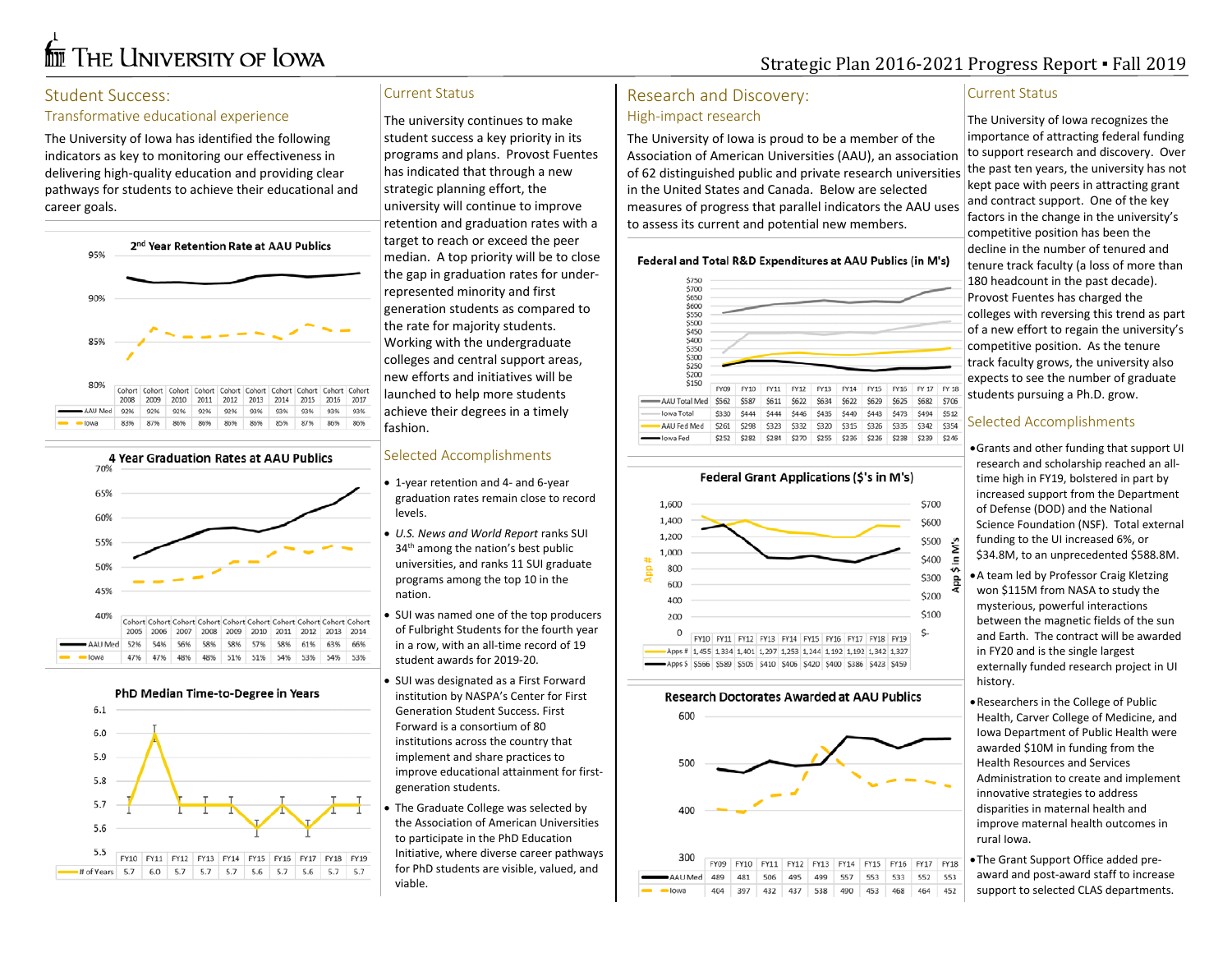# The University of Iowa

Strategic Plan 2016-2021 Progress Report ▪ Fall 2019

## Student Success:

### Transformative educational experience

The University of Iowa has identified the following indicators as key to monitoring our effectiveness in delivering high-quality education and providing clear pathways for students to achieve their educational and career goals.

**2nd Year Retention Rate at AAU Publics**

| | Cohort 2008 | Cohort 2009 | Cohort 2010 | Cohort 2011 | Cohort 2012 | Cohort 2013 | Cohort 2014 | Cohort 2015 | Cohort 2016 | Cohort 2017 |
|---|---|---|---|---|---|---|---|---|---|---|
| AAU Med | 92% | 92% | 92% | 92% | 92% | 93% | 93% | 93% | 93% | 93% |
| Iowa | 83% | 87% | 86% | 86% | 86% | 86% | 85% | 87% | 86% | 86% |

**4 Year Graduation Rates at AAU Publics**

| | Cohort 2005 | Cohort 2006 | Cohort 2007 | Cohort 2008 | Cohort 2009 | Cohort 2010 | Cohort 2011 | Cohort 2012 | Cohort 2013 | Cohort 2014 |
|---|---|---|---|---|---|---|---|---|---|---|
| AAU Med | 52% | 54% | 56% | 58% | 58% | 57% | 58% | 61% | 63% | 66% |
| Iowa | 47% | 47% | 48% | 48% | 51% | 51% | 54% | 53% | 54% | 53% |

**PhD Median Time-to-Degree in Years**

| | FY10 | FY11 | FY12 | FY13 | FY14 | FY15 | FY16 | FY17 | FY18 | FY19 |
|---|---|---|---|---|---|---|---|---|---|---|
| # of Years | 5.7 | 6.0 | 5.7 | 5.7 | 5.7 | 5.6 | 5.7 | 5.6 | 5.7 | 5.7 |

### Current Status

The university continues to make student success a key priority in its programs and plans. Provost Fuentes has indicated that through a new strategic planning effort, the university will continue to improve retention and graduation rates with a target to reach or exceed the peer median. A top priority will be to close the gap in graduation rates for under-represented minority and first generation students as compared to the rate for majority students. Working with the undergraduate colleges and central support areas, new efforts and initiatives will be launched to help more students achieve their degrees in a timely fashion.

### Selected Accomplishments

- 1-year retention and 4- and 6-year graduation rates remain close to record levels.
- *U.S. News and World Report* ranks SUI 34th among the nation's best public universities, and ranks 11 SUI graduate programs among the top 10 in the nation.
- SUI was named one of the top producers of Fulbright Students for the fourth year in a row, with an all-time record of 19 student awards for 2019-20.
- SUI was designated as a First Forward institution by NASPA's Center for First Generation Student Success. First Forward is a consortium of 80 institutions across the country that implement and share practices to improve educational attainment for first-generation students.
- The Graduate College was selected by the Association of American Universities to participate in the PhD Education Initiative, where diverse career pathways for PhD students are visible, valued, and viable.

## Research and Discovery:

### High-impact research

The University of Iowa is proud to be a member of the Association of American Universities (AAU), an association of 62 distinguished public and private research universities in the United States and Canada. Below are selected measures of progress that parallel indicators the AAU uses to assess its current and potential new members.

**Federal and Total R&D Expenditures at AAU Publics (in M's)**

| | FY09 | FY10 | FY11 | FY12 | FY13 | FY14 | FY15 | FY16 | FY 17 | FY 18 |
|---|---|---|---|---|---|---|---|---|---|---|
| AAU Total Med | $562 | $587 | $611 | $622 | $634 | $622 | $629 | $625 | $682 | $706 |
| Iowa Total | $330 | $444 | $444 | $446 | $435 | $440 | $443 | $473 | $494 | $512 |
| AAU Fed Med | $261 | $298 | $323 | $332 | $320 | $315 | $326 | $335 | $342 | $354 |
| Iowa Fed | $252 | $282 | $284 | $270 | $255 | $236 | $226 | $238 | $239 | $246 |

**Federal Grant Applications ($'s in M's)**

| | FY10 | FY11 | FY12 | FY13 | FY14 | FY15 | FY16 | FY17 | FY18 | FY19 |
|---|---|---|---|---|---|---|---|---|---|---|
| Apps # | 1,455 | 1,334 | 1,401 | 1,297 | 1,253 | 1,244 | 1,192 | 1,192 | 1,342 | 1,327 |
| Apps $ | $566 | $589 | $505 | $410 | $406 | $420 | $400 | $386 | $423 | $459 |

**Research Doctorates Awarded at AAU Publics**

| | FY09 | FY10 | FY11 | FY12 | FY13 | FY14 | FY15 | FY16 | FY17 | FY18 |
|---|---|---|---|---|---|---|---|---|---|---|
| AAU Med | 489 | 481 | 506 | 495 | 499 | 557 | 553 | 533 | 552 | 553 |
| Iowa | 404 | 397 | 432 | 437 | 538 | 490 | 453 | 468 | 464 | 452 |

### Current Status

The University of Iowa recognizes the importance of attracting federal funding to support research and discovery. Over the past ten years, the university has not kept pace with peers in attracting grant and contract support. One of the key factors in the change in the university's competitive position has been the decline in the number of tenured and tenure track faculty (a loss of more than 180 headcount in the past decade). Provost Fuentes has charged the colleges with reversing this trend as part of a new effort to regain the university's competitive position. As the tenure track faculty grows, the university also expects to see the number of graduate students pursuing a Ph.D. grow.

### Selected Accomplishments

- Grants and other funding that support UI research and scholarship reached an all-time high in FY19, bolstered in part by increased support from the Department of Defense (DOD) and the National Science Foundation (NSF). Total external funding to the UI increased 6%, or $34.8M, to an unprecedented $588.8M.
- A team led by Professor Craig Kletzing won $115M from NASA to study the mysterious, powerful interactions between the magnetic fields of the sun and Earth. The contract will be awarded in FY20 and is the single largest externally funded research project in UI history.
- Researchers in the College of Public Health, Carver College of Medicine, and Iowa Department of Public Health were awarded $10M in funding from the Health Resources and Services Administration to create and implement innovative strategies to address disparities in maternal health and improve maternal health outcomes in rural Iowa.
- The Grant Support Office added pre-award and post-award staff to increase support to selected CLAS departments.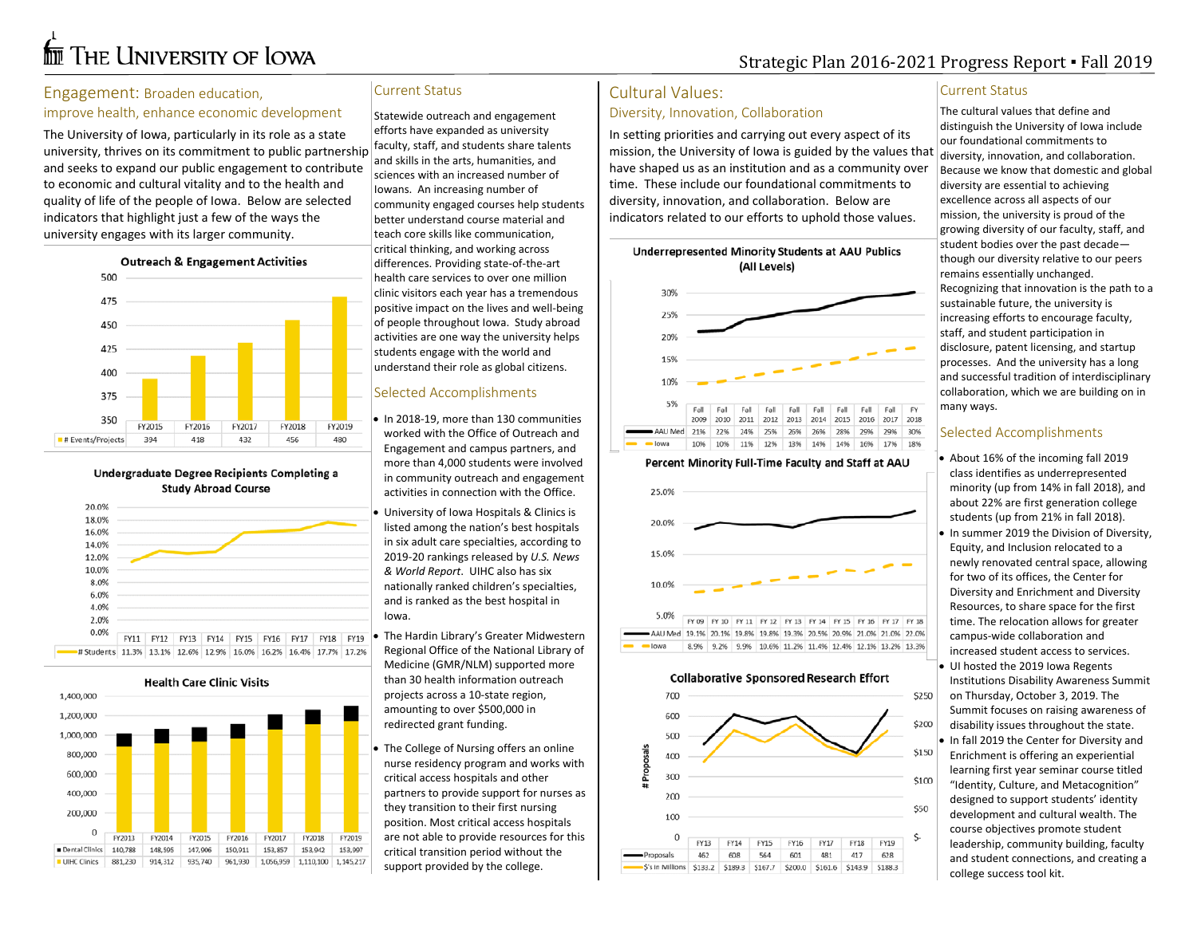# Engagement: Broaden education, improve health, enhance economic development

The University of Iowa, particularly in its role as a state university, thrives on its commitment to public partnership and seeks to expand our public engagement to contribute to economic and cultural vitality and to the health and quality of life of the people of Iowa. Below are selected indicators that highlight just a few of the ways the university engages with its larger community.

**Outreach & Engagement Activities**

| | FY2015 | FY2016 | FY2017 | FY2018 | FY2019 |
|---|---|---|---|---|---|
| # Events/Projects | 394 | 418 | 432 | 456 | 480 |

**Undergraduate Degree Recipients Completing a Study Abroad Course**

| | FY11 | FY12 | FY13 | FY14 | FY15 | FY16 | FY17 | FY18 | FY19 |
|---|---|---|---|---|---|---|---|---|---|
| # Students | 11.3% | 13.1% | 12.6% | 12.9% | 16.0% | 16.2% | 16.4% | 17.7% | 17.2% |

**Health Care Clinic Visits**

| | FY2013 | FY2014 | FY2015 | FY2016 | FY2017 | FY2018 | FY2019 |
|---|---|---|---|---|---|---|---|
| Dental Clinics | 140,788 | 148,595 | 147,906 | 150,911 | 153,857 | 153,942 | 153,997 |
| UIHC Clinics | 881,230 | 914,312 | 935,740 | 961,930 | 1,056,959 | 1,110,100 | 1,145,217 |

## Current Status

Statewide outreach and engagement efforts have expanded as university faculty, staff, and students share talents and skills in the arts, humanities, and sciences with an increased number of Iowans. An increasing number of community engaged courses help students better understand course material and teach core skills like communication, critical thinking, and working across differences. Providing state-of-the-art health care services to over one million clinic visitors each year has a tremendous positive impact on the lives and well-being of people throughout Iowa. Study abroad activities are one way the university helps students engage with the world and understand their role as global citizens.

## Selected Accomplishments

- In 2018-19, more than 130 communities worked with the Office of Outreach and Engagement and campus partners, and more than 4,000 students were involved in community outreach and engagement activities in connection with the Office.
- University of Iowa Hospitals & Clinics is listed among the nation's best hospitals in six adult care specialties, according to 2019-20 rankings released by *U.S. News & World Report*. UIHC also has six nationally ranked children's specialties, and is ranked as the best hospital in Iowa.
- The Hardin Library's Greater Midwestern Regional Office of the National Library of Medicine (GMR/NLM) supported more than 30 health information outreach projects across a 10-state region, amounting to over $500,000 in redirected grant funding.
- The College of Nursing offers an online nurse residency program and works with critical access hospitals and other partners to provide support for nurses as they transition to their first nursing position. Most critical access hospitals are not able to provide resources for this critical transition period without the support provided by the college.

# Cultural Values: Diversity, Innovation, Collaboration

In setting priorities and carrying out every aspect of its mission, the University of Iowa is guided by the values that have shaped us as an institution and as a community over time. These include our foundational commitments to diversity, innovation, and collaboration. Below are indicators related to our efforts to uphold those values.

**Underrepresented Minority Students at AAU Publics (All Levels)**

| | Fall 2009 | Fall 2010 | Fall 2011 | Fall 2012 | Fall 2013 | Fall 2014 | Fall 2015 | Fall 2016 | Fall 2017 | FY 2018 |
|---|---|---|---|---|---|---|---|---|---|---|
| AAU Med | 21% | 22% | 24% | 25% | 26% | 26% | 28% | 29% | 29% | 30% |
| Iowa | 10% | 10% | 11% | 12% | 13% | 14% | 14% | 16% | 17% | 18% |

**Percent Minority Full-Time Faculty and Staff at AAU**

| | FY 09 | FY 10 | FY 11 | FY 12 | FY 13 | FY 14 | FY 15 | FY 16 | FY 17 | FY 18 |
|---|---|---|---|---|---|---|---|---|---|---|
| AAU Med | 19.1% | 20.1% | 19.8% | 19.8% | 19.3% | 20.5% | 20.9% | 21.0% | 21.0% | 22.0% |
| Iowa | 8.9% | 9.2% | 9.9% | 10.6% | 11.2% | 11.4% | 12.4% | 12.1% | 13.2% | 13.3% |

**Collaborative Sponsored Research Effort**

| | FY13 | FY14 | FY15 | FY16 | FY17 | FY18 | FY19 |
|---|---|---|---|---|---|---|---|
| Proposals | 462 | 608 | 564 | 601 | 481 | 417 | 628 |
| $'s in Millions | $133.2 | $189.3 | $167.7 | $200.0 | $161.6 | $143.9 | $188.3 |

## Current Status

The cultural values that define and distinguish the University of Iowa include our foundational commitments to diversity, innovation, and collaboration. Because we know that domestic and global diversity are essential to achieving excellence across all aspects of our mission, the university is proud of the growing diversity of our faculty, staff, and student bodies over the past decade—though our diversity relative to our peers remains essentially unchanged. Recognizing that innovation is the path to a sustainable future, the university is increasing efforts to encourage faculty, staff, and student participation in disclosure, patent licensing, and startup processes. And the university has a long and successful tradition of interdisciplinary collaboration, which we are building on in many ways.

## Selected Accomplishments

- About 16% of the incoming fall 2019 class identifies as underrepresented minority (up from 14% in fall 2018), and about 22% are first generation college students (up from 21% in fall 2018).
- In summer 2019 the Division of Diversity, Equity, and Inclusion relocated to a newly renovated central space, allowing for two of its offices, the Center for Diversity and Enrichment and Diversity Resources, to share space for the first time. The relocation allows for greater campus-wide collaboration and increased student access to services.
- UI hosted the 2019 Iowa Regents Institutions Disability Awareness Summit on Thursday, October 3, 2019. The Summit focuses on raising awareness of disability issues throughout the state.
- In fall 2019 the Center for Diversity and Enrichment is offering an experiential learning first year seminar course titled "Identity, Culture, and Metacognition" designed to support students' identity development and cultural wealth. The course objectives promote student leadership, community building, faculty and student connections, and creating a college success tool kit.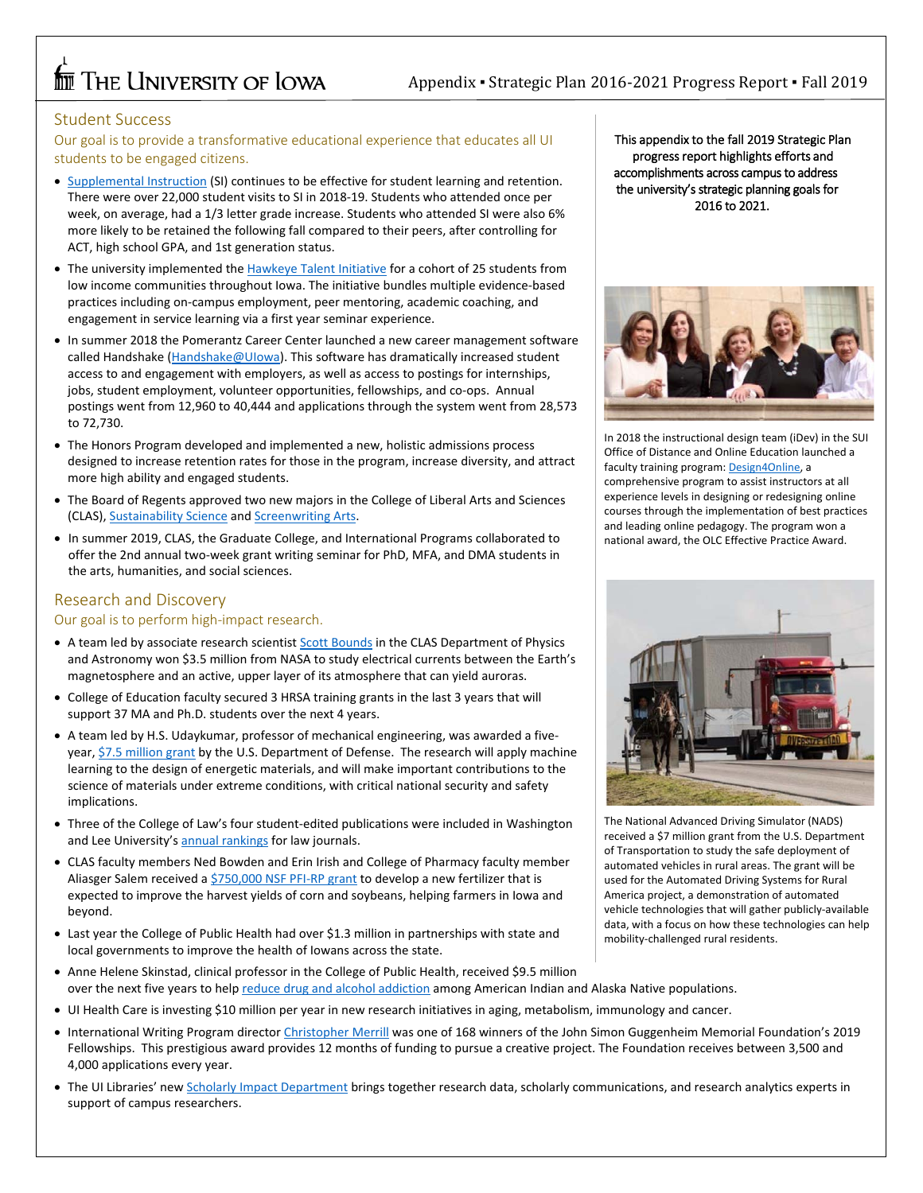The University of Iowa — Appendix ▪ Strategic Plan 2016-2021 Progress Report ▪ Fall 2019

## Student Success

### Our goal is to provide a transformative educational experience that educates all UI students to be engaged citizens.

- Supplemental Instruction (SI) continues to be effective for student learning and retention. There were over 22,000 student visits to SI in 2018-19. Students who attended once per week, on average, had a 1/3 letter grade increase. Students who attended SI were also 6% more likely to be retained the following fall compared to their peers, after controlling for ACT, high school GPA, and 1st generation status.
- The university implemented the Hawkeye Talent Initiative for a cohort of 25 students from low income communities throughout Iowa. The initiative bundles multiple evidence-based practices including on-campus employment, peer mentoring, academic coaching, and engagement in service learning via a first year seminar experience.
- In summer 2018 the Pomerantz Career Center launched a new career management software called Handshake (Handshake@UIowa). This software has dramatically increased student access to and engagement with employers, as well as access to postings for internships, jobs, student employment, volunteer opportunities, fellowships, and co-ops. Annual postings went from 12,960 to 40,444 and applications through the system went from 28,573 to 72,730.
- The Honors Program developed and implemented a new, holistic admissions process designed to increase retention rates for those in the program, increase diversity, and attract more high ability and engaged students.
- The Board of Regents approved two new majors in the College of Liberal Arts and Sciences (CLAS), Sustainability Science and Screenwriting Arts.
- In summer 2019, CLAS, the Graduate College, and International Programs collaborated to offer the 2nd annual two-week grant writing seminar for PhD, MFA, and DMA students in the arts, humanities, and social sciences.

## Research and Discovery

### Our goal is to perform high-impact research.

- A team led by associate research scientist Scott Bounds in the CLAS Department of Physics and Astronomy won $3.5 million from NASA to study electrical currents between the Earth's magnetosphere and an active, upper layer of its atmosphere that can yield auroras.
- College of Education faculty secured 3 HRSA training grants in the last 3 years that will support 37 MA and Ph.D. students over the next 4 years.
- A team led by H.S. Udaykumar, professor of mechanical engineering, was awarded a five-year, $7.5 million grant by the U.S. Department of Defense. The research will apply machine learning to the design of energetic materials, and will make important contributions to the science of materials under extreme conditions, with critical national security and safety implications.
- Three of the College of Law's four student-edited publications were included in Washington and Lee University's annual rankings for law journals.
- CLAS faculty members Ned Bowden and Erin Irish and College of Pharmacy faculty member Aliasger Salem received a $750,000 NSF PFI-RP grant to develop a new fertilizer that is expected to improve the harvest yields of corn and soybeans, helping farmers in Iowa and beyond.
- Last year the College of Public Health had over $1.3 million in partnerships with state and local governments to improve the health of Iowans across the state.
- Anne Helene Skinstad, clinical professor in the College of Public Health, received $9.5 million over the next five years to help reduce drug and alcohol addiction among American Indian and Alaska Native populations.
- UI Health Care is investing $10 million per year in new research initiatives in aging, metabolism, immunology and cancer.
- International Writing Program director Christopher Merrill was one of 168 winners of the John Simon Guggenheim Memorial Foundation's 2019 Fellowships. This prestigious award provides 12 months of funding to pursue a creative project. The Foundation receives between 3,500 and 4,000 applications every year.
- The UI Libraries' new Scholarly Impact Department brings together research data, scholarly communications, and research analytics experts in support of campus researchers.

This appendix to the fall 2019 Strategic Plan progress report highlights efforts and accomplishments across campus to address the university's strategic planning goals for 2016 to 2021.

In 2018 the instructional design team (iDev) in the SUI Office of Distance and Online Education launched a faculty training program: Design4Online, a comprehensive program to assist instructors at all experience levels in designing or redesigning online courses through the implementation of best practices and leading online pedagogy. The program won a national award, the OLC Effective Practice Award.

The National Advanced Driving Simulator (NADS) received a $7 million grant from the U.S. Department of Transportation to study the safe deployment of automated vehicles in rural areas. The grant will be used for the Automated Driving Systems for Rural America project, a demonstration of automated vehicle technologies that will gather publicly-available data, with a focus on how these technologies can help mobility-challenged rural residents.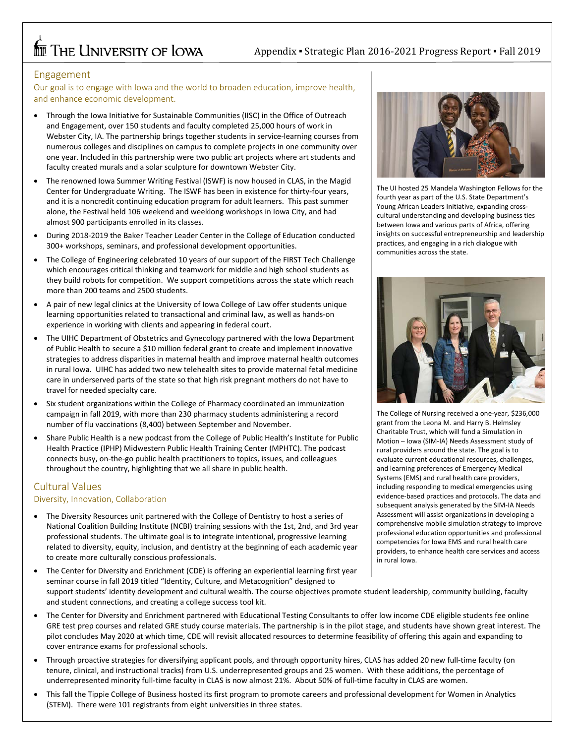## Engagement

Our goal is to engage with Iowa and the world to broaden education, improve health, and enhance economic development.

- Through the Iowa Initiative for Sustainable Communities (IISC) in the Office of Outreach and Engagement, over 150 students and faculty completed 25,000 hours of work in Webster City, IA. The partnership brings together students in service-learning courses from numerous colleges and disciplines on campus to complete projects in one community over one year. Included in this partnership were two public art projects where art students and faculty created murals and a solar sculpture for downtown Webster City.
- The renowned Iowa Summer Writing Festival (ISWF) is now housed in CLAS, in the Magid Center for Undergraduate Writing. The ISWF has been in existence for thirty-four years, and it is a noncredit continuing education program for adult learners. This past summer alone, the Festival held 106 weekend and weeklong workshops in Iowa City, and had almost 900 participants enrolled in its classes.
- During 2018-2019 the Baker Teacher Leader Center in the College of Education conducted 300+ workshops, seminars, and professional development opportunities.
- The College of Engineering celebrated 10 years of our support of the FIRST Tech Challenge which encourages critical thinking and teamwork for middle and high school students as they build robots for competition. We support competitions across the state which reach more than 200 teams and 2500 students.
- A pair of new legal clinics at the University of Iowa College of Law offer students unique learning opportunities related to transactional and criminal law, as well as hands-on experience in working with clients and appearing in federal court.
- The UIHC Department of Obstetrics and Gynecology partnered with the Iowa Department of Public Health to secure a $10 million federal grant to create and implement innovative strategies to address disparities in maternal health and improve maternal health outcomes in rural Iowa. UIHC has added two new telehealth sites to provide maternal fetal medicine care in underserved parts of the state so that high risk pregnant mothers do not have to travel for needed specialty care.
- Six student organizations within the College of Pharmacy coordinated an immunization campaign in fall 2019, with more than 230 pharmacy students administering a record number of flu vaccinations (8,400) between September and November.
- Share Public Health is a new podcast from the College of Public Health's Institute for Public Health Practice (IPHP) Midwestern Public Health Training Center (MPHTC). The podcast connects busy, on-the-go public health practitioners to topics, issues, and colleagues throughout the country, highlighting that we all share in public health.

The UI hosted 25 Mandela Washington Fellows for the fourth year as part of the U.S. State Department's Young African Leaders Initiative, expanding cross-cultural understanding and developing business ties between Iowa and various parts of Africa, offering insights on successful entrepreneurship and leadership practices, and engaging in a rich dialogue with communities across the state.

The College of Nursing received a one-year, $236,000 grant from the Leona M. and Harry B. Helmsley Charitable Trust, which will fund a Simulation in Motion – Iowa (SIM-IA) Needs Assessment study of rural providers around the state. The goal is to evaluate current educational resources, challenges, and learning preferences of Emergency Medical Systems (EMS) and rural health care providers, including responding to medical emergencies using evidence-based practices and protocols. The data and subsequent analysis generated by the SIM-IA Needs Assessment will assist organizations in developing a comprehensive mobile simulation strategy to improve professional education opportunities and professional competencies for Iowa EMS and rural health care providers, to enhance health care services and access in rural Iowa.

## Cultural Values

### Diversity, Innovation, Collaboration

- The Diversity Resources unit partnered with the College of Dentistry to host a series of National Coalition Building Institute (NCBI) training sessions with the 1st, 2nd, and 3rd year professional students. The ultimate goal is to integrate intentional, progressive learning related to diversity, equity, inclusion, and dentistry at the beginning of each academic year to create more culturally conscious professionals.
- The Center for Diversity and Enrichment (CDE) is offering an experiential learning first year seminar course in fall 2019 titled "Identity, Culture, and Metacognition" designed to support students' identity development and cultural wealth. The course objectives promote student leadership, community building, faculty and student connections, and creating a college success tool kit.
- The Center for Diversity and Enrichment partnered with Educational Testing Consultants to offer low income CDE eligible students fee online GRE test prep courses and related GRE study course materials. The partnership is in the pilot stage, and students have shown great interest. The pilot concludes May 2020 at which time, CDE will revisit allocated resources to determine feasibility of offering this again and expanding to cover entrance exams for professional schools.
- Through proactive strategies for diversifying applicant pools, and through opportunity hires, CLAS has added 20 new full-time faculty (on tenure, clinical, and instructional tracks) from U.S. underrepresented groups and 25 women. With these additions, the percentage of underrepresented minority full-time faculty in CLAS is now almost 21%. About 50% of full-time faculty in CLAS are women.
- This fall the Tippie College of Business hosted its first program to promote careers and professional development for Women in Analytics (STEM). There were 101 registrants from eight universities in three states.